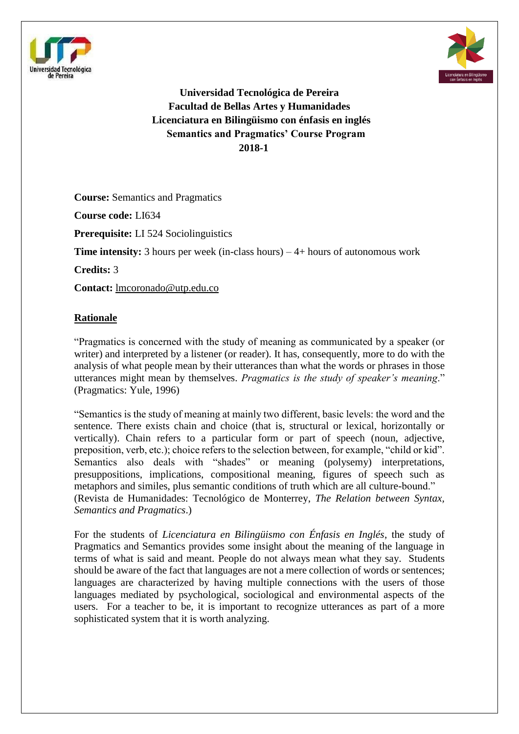**Universidad Tecnológica de Pereira**
**Facultad de Bellas Artes y Humanidades**
**Licenciatura en Bilingüismo con énfasis en inglés**
**Semantics and Pragmatics' Course Program**
**2018-1**

**Course:** Semantics and Pragmatics

**Course code:** LI634

**Prerequisite:** LI 524 Sociolinguistics

**Time intensity:** 3 hours per week (in-class hours) – 4+ hours of autonomous work

**Credits:** 3

**Contact:** lmcoronado@utp.edu.co

## Rationale

"Pragmatics is concerned with the study of meaning as communicated by a speaker (or writer) and interpreted by a listener (or reader). It has, consequently, more to do with the analysis of what people mean by their utterances than what the words or phrases in those utterances might mean by themselves. *Pragmatics is the study of speaker's meaning*." (Pragmatics: Yule, 1996)

"Semantics is the study of meaning at mainly two different, basic levels: the word and the sentence. There exists chain and choice (that is, structural or lexical, horizontally or vertically). Chain refers to a particular form or part of speech (noun, adjective, preposition, verb, etc.); choice refers to the selection between, for example, "child or kid". Semantics also deals with "shades" or meaning (polysemy) interpretations, presuppositions, implications, compositional meaning, figures of speech such as metaphors and similes, plus semantic conditions of truth which are all culture-bound." (Revista de Humanidades: Tecnológico de Monterrey, *The Relation between Syntax, Semantics and Pragmatics*.)

For the students of *Licenciatura en Bilingüismo con Énfasis en Inglés*, the study of Pragmatics and Semantics provides some insight about the meaning of the language in terms of what is said and meant. People do not always mean what they say. Students should be aware of the fact that languages are not a mere collection of words or sentences; languages are characterized by having multiple connections with the users of those languages mediated by psychological, sociological and environmental aspects of the users. For a teacher to be, it is important to recognize utterances as part of a more sophisticated system that it is worth analyzing.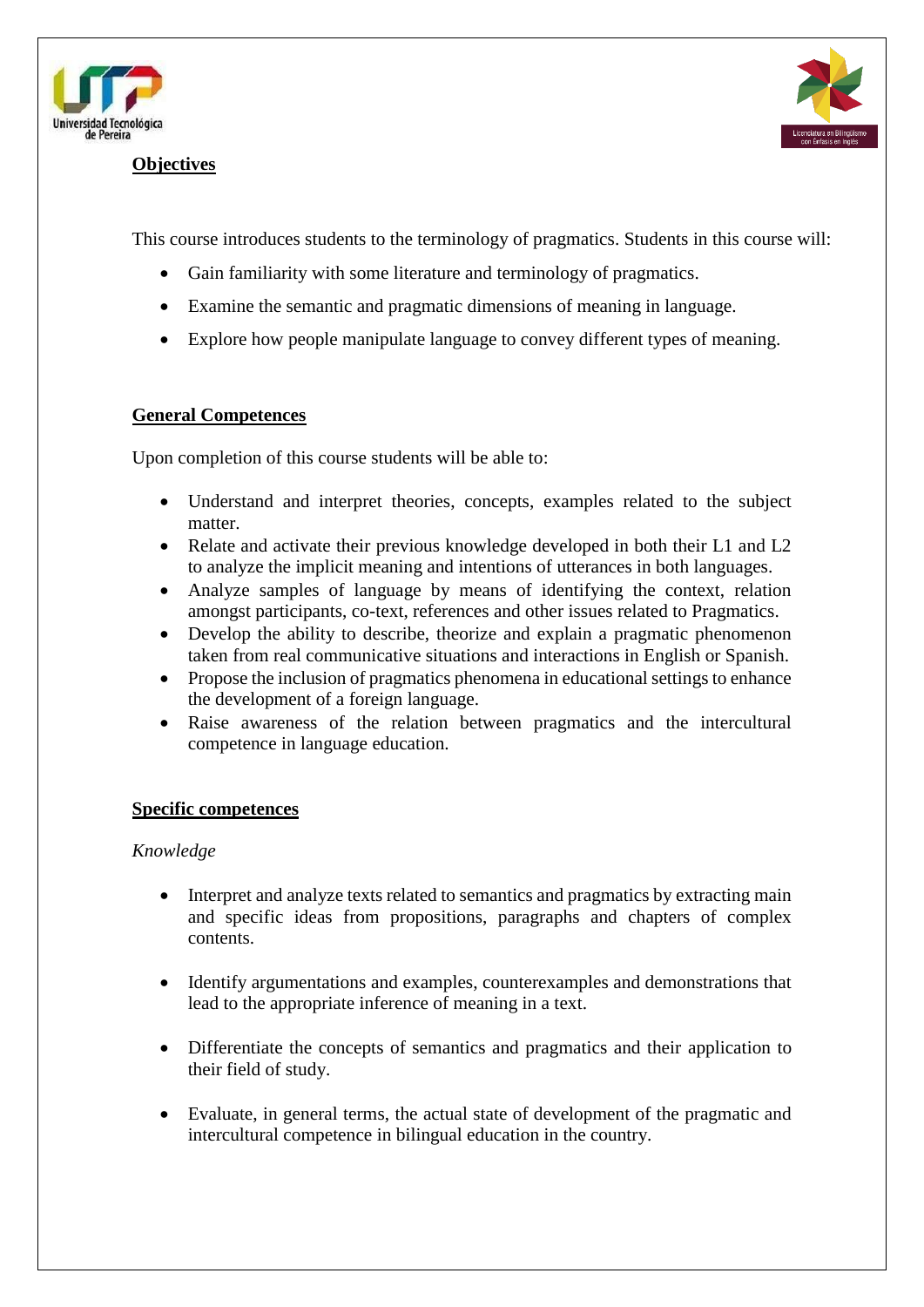**Objectives**

This course introduces students to the terminology of pragmatics. Students in this course will:

- Gain familiarity with some literature and terminology of pragmatics.
- Examine the semantic and pragmatic dimensions of meaning in language.
- Explore how people manipulate language to convey different types of meaning.

**General Competences**

Upon completion of this course students will be able to:

- Understand and interpret theories, concepts, examples related to the subject matter.
- Relate and activate their previous knowledge developed in both their L1 and L2 to analyze the implicit meaning and intentions of utterances in both languages.
- Analyze samples of language by means of identifying the context, relation amongst participants, co-text, references and other issues related to Pragmatics.
- Develop the ability to describe, theorize and explain a pragmatic phenomenon taken from real communicative situations and interactions in English or Spanish.
- Propose the inclusion of pragmatics phenomena in educational settings to enhance the development of a foreign language.
- Raise awareness of the relation between pragmatics and the intercultural competence in language education.

**Specific competences**

*Knowledge*

- Interpret and analyze texts related to semantics and pragmatics by extracting main and specific ideas from propositions, paragraphs and chapters of complex contents.
- Identify argumentations and examples, counterexamples and demonstrations that lead to the appropriate inference of meaning in a text.
- Differentiate the concepts of semantics and pragmatics and their application to their field of study.
- Evaluate, in general terms, the actual state of development of the pragmatic and intercultural competence in bilingual education in the country.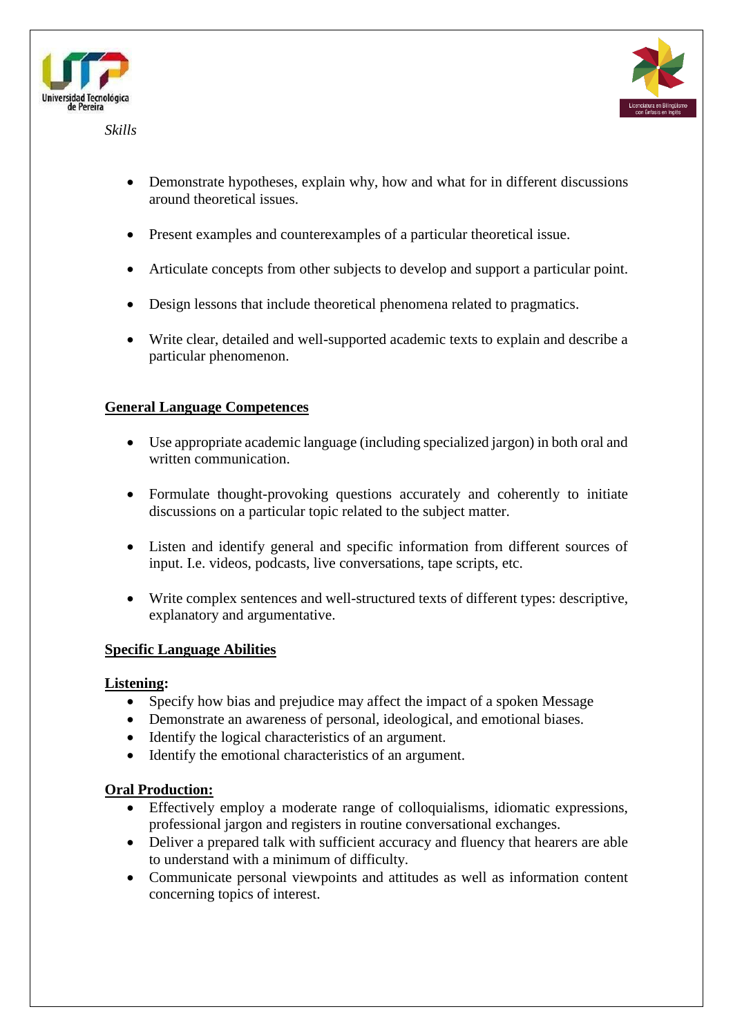*Skills*

- Demonstrate hypotheses, explain why, how and what for in different discussions around theoretical issues.
- Present examples and counterexamples of a particular theoretical issue.
- Articulate concepts from other subjects to develop and support a particular point.
- Design lessons that include theoretical phenomena related to pragmatics.
- Write clear, detailed and well-supported academic texts to explain and describe a particular phenomenon.

**General Language Competences**

- Use appropriate academic language (including specialized jargon) in both oral and written communication.
- Formulate thought-provoking questions accurately and coherently to initiate discussions on a particular topic related to the subject matter.
- Listen and identify general and specific information from different sources of input. I.e. videos, podcasts, live conversations, tape scripts, etc.
- Write complex sentences and well-structured texts of different types: descriptive, explanatory and argumentative.

**Specific Language Abilities**

**Listening:**

- Specify how bias and prejudice may affect the impact of a spoken Message
- Demonstrate an awareness of personal, ideological, and emotional biases.
- Identify the logical characteristics of an argument.
- Identify the emotional characteristics of an argument.

**Oral Production:**

- Effectively employ a moderate range of colloquialisms, idiomatic expressions, professional jargon and registers in routine conversational exchanges.
- Deliver a prepared talk with sufficient accuracy and fluency that hearers are able to understand with a minimum of difficulty.
- Communicate personal viewpoints and attitudes as well as information content concerning topics of interest.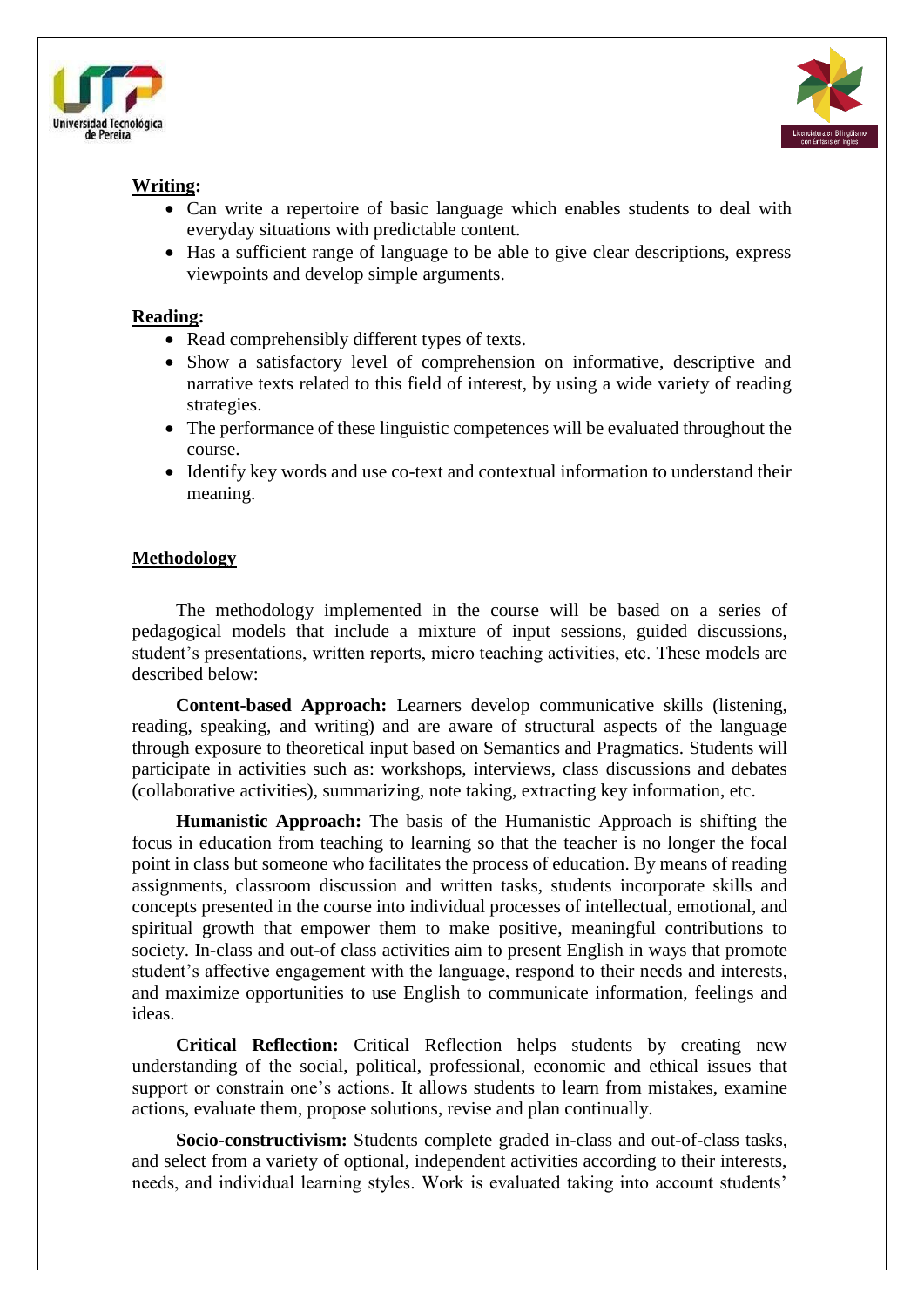**Writing:**

- Can write a repertoire of basic language which enables students to deal with everyday situations with predictable content.
- Has a sufficient range of language to be able to give clear descriptions, express viewpoints and develop simple arguments.

**Reading:**

- Read comprehensibly different types of texts.
- Show a satisfactory level of comprehension on informative, descriptive and narrative texts related to this field of interest, by using a wide variety of reading strategies.
- The performance of these linguistic competences will be evaluated throughout the course.
- Identify key words and use co-text and contextual information to understand their meaning.

## Methodology

The methodology implemented in the course will be based on a series of pedagogical models that include a mixture of input sessions, guided discussions, student's presentations, written reports, micro teaching activities, etc. These models are described below:

**Content-based Approach:** Learners develop communicative skills (listening, reading, speaking, and writing) and are aware of structural aspects of the language through exposure to theoretical input based on Semantics and Pragmatics. Students will participate in activities such as: workshops, interviews, class discussions and debates (collaborative activities), summarizing, note taking, extracting key information, etc.

**Humanistic Approach:** The basis of the Humanistic Approach is shifting the focus in education from teaching to learning so that the teacher is no longer the focal point in class but someone who facilitates the process of education. By means of reading assignments, classroom discussion and written tasks, students incorporate skills and concepts presented in the course into individual processes of intellectual, emotional, and spiritual growth that empower them to make positive, meaningful contributions to society. In-class and out-of class activities aim to present English in ways that promote student's affective engagement with the language, respond to their needs and interests, and maximize opportunities to use English to communicate information, feelings and ideas.

**Critical Reflection:** Critical Reflection helps students by creating new understanding of the social, political, professional, economic and ethical issues that support or constrain one's actions. It allows students to learn from mistakes, examine actions, evaluate them, propose solutions, revise and plan continually.

**Socio-constructivism:** Students complete graded in-class and out-of-class tasks, and select from a variety of optional, independent activities according to their interests, needs, and individual learning styles. Work is evaluated taking into account students'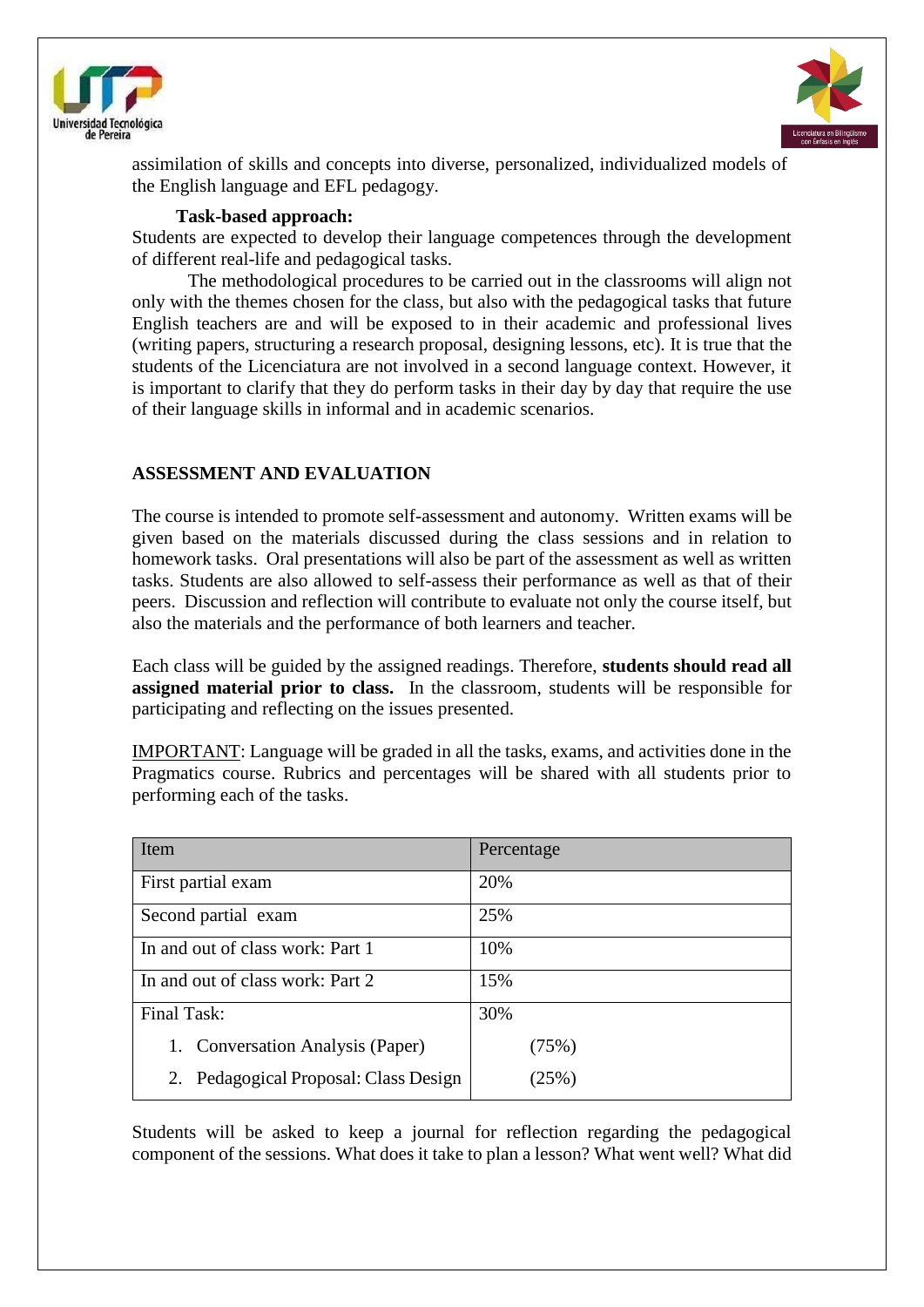assimilation of skills and concepts into diverse, personalized, individualized models of the English language and EFL pedagogy.

**Task-based approach:**

Students are expected to develop their language competences through the development of different real-life and pedagogical tasks.

The methodological procedures to be carried out in the classrooms will align not only with the themes chosen for the class, but also with the pedagogical tasks that future English teachers are and will be exposed to in their academic and professional lives (writing papers, structuring a research proposal, designing lessons, etc). It is true that the students of the Licenciatura are not involved in a second language context. However, it is important to clarify that they do perform tasks in their day by day that require the use of their language skills in informal and in academic scenarios.

## ASSESSMENT AND EVALUATION

The course is intended to promote self-assessment and autonomy. Written exams will be given based on the materials discussed during the class sessions and in relation to homework tasks. Oral presentations will also be part of the assessment as well as written tasks. Students are also allowed to self-assess their performance as well as that of their peers. Discussion and reflection will contribute to evaluate not only the course itself, but also the materials and the performance of both learners and teacher.

Each class will be guided by the assigned readings. Therefore, **students should read all assigned material prior to class.** In the classroom, students will be responsible for participating and reflecting on the issues presented.

<u>IMPORTANT</u>: Language will be graded in all the tasks, exams, and activities done in the Pragmatics course. Rubrics and percentages will be shared with all students prior to performing each of the tasks.

| Item | Percentage |
|---|---|
| First partial exam | 20% |
| Second partial exam | 25% |
| In and out of class work: Part 1 | 10% |
| In and out of class work: Part 2 | 15% |
| Final Task: | 30% |
| 1. Conversation Analysis (Paper) | (75%) |
| 2. Pedagogical Proposal: Class Design | (25%) |

Students will be asked to keep a journal for reflection regarding the pedagogical component of the sessions. What does it take to plan a lesson? What went well? What did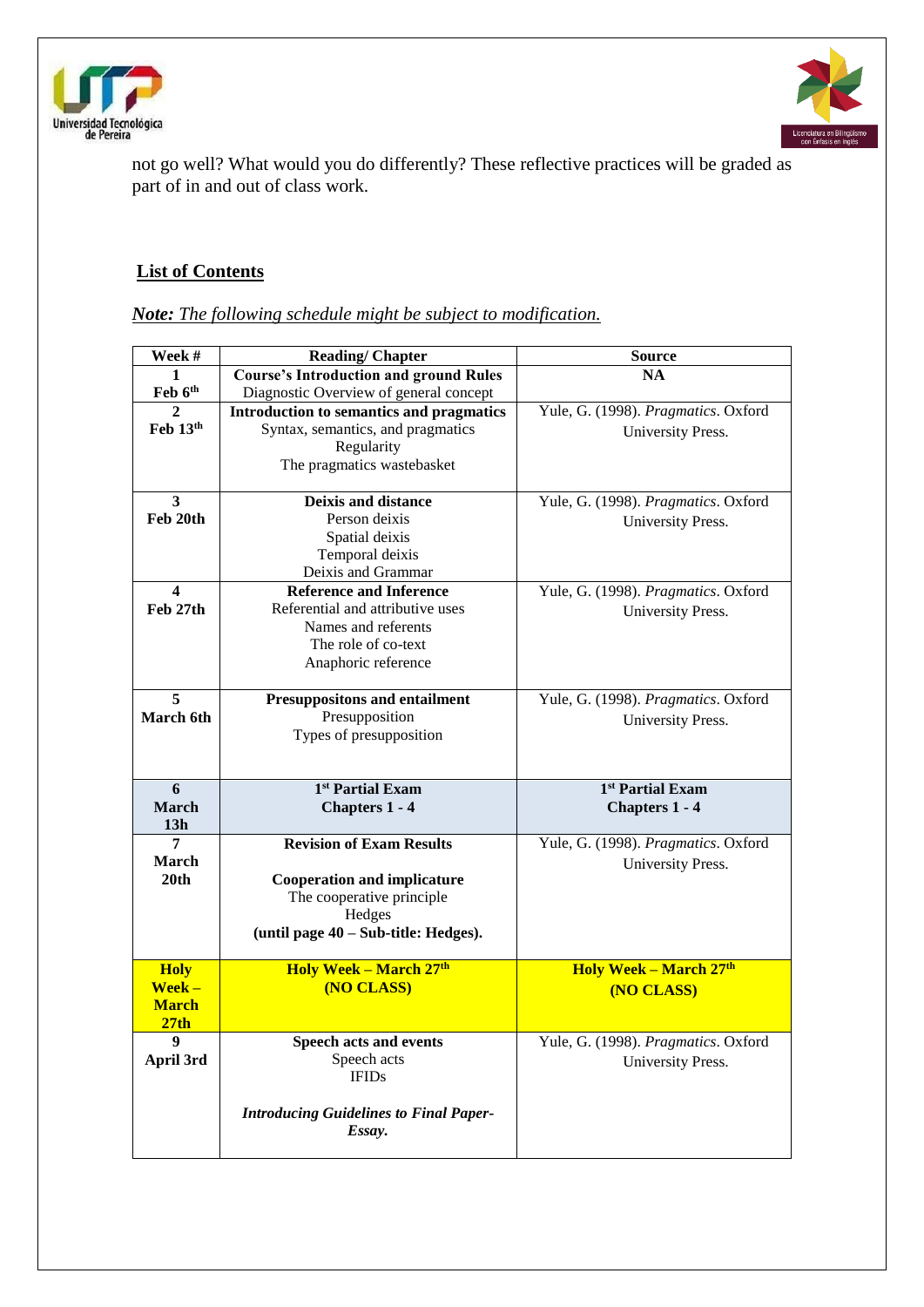not go well? What would you do differently? These reflective practices will be graded as part of in and out of class work.

## List of Contents

***Note:*** *The following schedule might be subject to modification.*

| Week # | Reading/ Chapter | Source |
|---|---|---|
| **1**<br>**Feb 6th** | **Course's Introduction and ground Rules**<br>Diagnostic Overview of general concept | **NA** |
| **2**<br>**Feb 13th** | **Introduction to semantics and pragmatics**<br>Syntax, semantics, and pragmatics<br>Regularity<br>The pragmatics wastebasket | Yule, G. (1998). *Pragmatics*. Oxford University Press. |
| **3**<br>**Feb 20th** | **Deixis and distance**<br>Person deixis<br>Spatial deixis<br>Temporal deixis<br>Deixis and Grammar | Yule, G. (1998). *Pragmatics*. Oxford University Press. |
| **4**<br>**Feb 27th** | **Reference and Inference**<br>Referential and attributive uses<br>Names and referents<br>The role of co-text<br>Anaphoric reference | Yule, G. (1998). *Pragmatics*. Oxford University Press. |
| **5**<br>**March 6th** | **Presuppositons and entailment**<br>Presupposition<br>Types of presupposition | Yule, G. (1998). *Pragmatics*. Oxford University Press. |
| **6**<br>**March 13h** | **1st Partial Exam**<br>**Chapters 1 - 4** | **1st Partial Exam**<br>**Chapters 1 - 4** |
| **7**<br>**March 20th** | **Revision of Exam Results**<br><br>**Cooperation and implicature**<br>The cooperative principle<br>Hedges<br>**(until page 40 – Sub-title: Hedges).** | Yule, G. (1998). *Pragmatics*. Oxford University Press. |
| **Holy Week – March 27th** | **Holy Week – March 27th**<br>**(NO CLASS)** | **Holy Week – March 27th**<br>**(NO CLASS)** |
| **9**<br>**April 3rd** | **Speech acts and events**<br>Speech acts<br>IFIDs<br><br>***Introducing Guidelines to Final Paper-Essay.*** | Yule, G. (1998). *Pragmatics*. Oxford University Press. |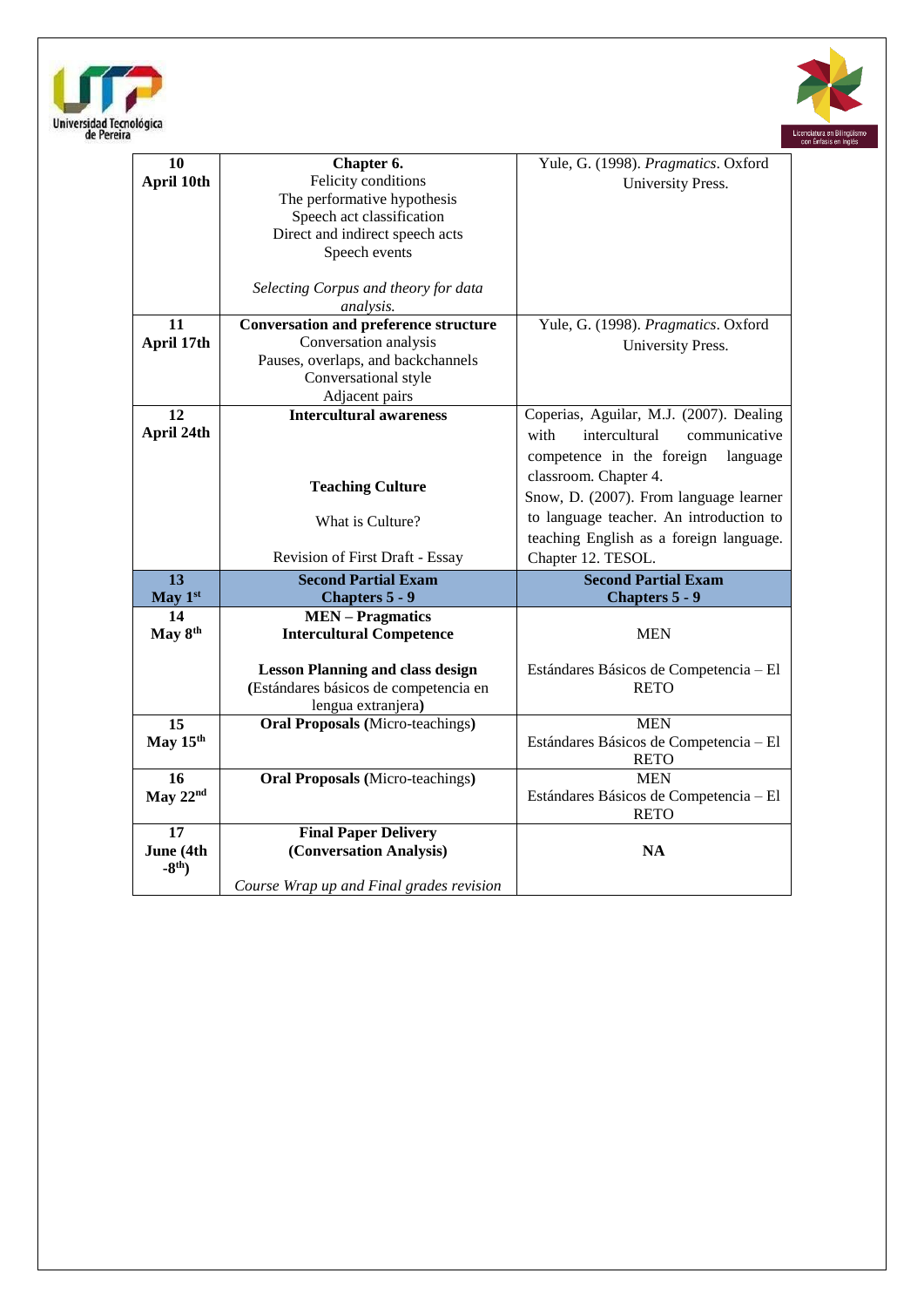| | | |
|---|---|---|
| **10** **April 10th** | **Chapter 6.** Felicity conditions The performative hypothesis Speech act classification Direct and indirect speech acts Speech events *Selecting Corpus and theory for data analysis.* | Yule, G. (1998). *Pragmatics*. Oxford University Press. |
| **11** **April 17th** | **Conversation and preference structure** Conversation analysis Pauses, overlaps, and backchannels Conversational style Adjacent pairs | Yule, G. (1998). *Pragmatics*. Oxford University Press. |
| **12** **April 24th** | **Intercultural awareness** **Teaching Culture** What is Culture? Revision of First Draft - Essay | Coperias, Aguilar, M.J. (2007). Dealing with intercultural communicative competence in the foreign language classroom. Chapter 4. Snow, D. (2007). From language learner to language teacher. An introduction to teaching English as a foreign language. Chapter 12. TESOL. |
| **13** **May 1st** | **Second Partial Exam** **Chapters 5 - 9** | **Second Partial Exam** **Chapters 5 - 9** |
| **14** **May 8th** | **MEN – Pragmatics** **Intercultural Competence** **Lesson Planning and class design** **(**Estándares básicos de competencia en lengua extranjera**)** | MEN Estándares Básicos de Competencia – El RETO |
| **15** **May 15th** | **Oral Proposals (**Micro-teachings**)** | MEN Estándares Básicos de Competencia – El RETO |
| **16** **May 22nd** | **Oral Proposals (**Micro-teachings**)** | MEN Estándares Básicos de Competencia – El RETO |
| **17** **June (4th -8th)** | **Final Paper Delivery** **(Conversation Analysis)** *Course Wrap up and Final grades revision* | **NA** |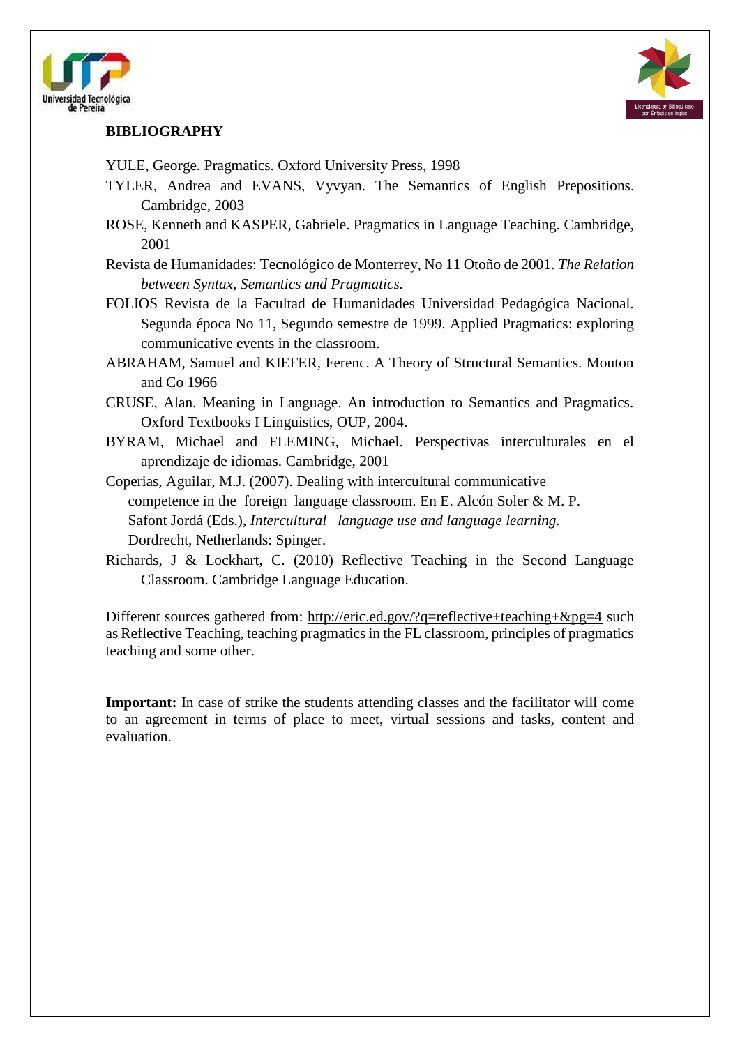**BIBLIOGRAPHY**

YULE, George. Pragmatics. Oxford University Press, 1998

TYLER, Andrea and EVANS, Vyvyan. The Semantics of English Prepositions. Cambridge, 2003

ROSE, Kenneth and KASPER, Gabriele. Pragmatics in Language Teaching. Cambridge, 2001

Revista de Humanidades: Tecnológico de Monterrey, No 11 Otoño de 2001. *The Relation between Syntax, Semantics and Pragmatics.*

FOLIOS Revista de la Facultad de Humanidades Universidad Pedagógica Nacional. Segunda época No 11, Segundo semestre de 1999. Applied Pragmatics: exploring communicative events in the classroom.

ABRAHAM, Samuel and KIEFER, Ferenc. A Theory of Structural Semantics. Mouton and Co 1966

CRUSE, Alan. Meaning in Language. An introduction to Semantics and Pragmatics. Oxford Textbooks I Linguistics, OUP, 2004.

BYRAM, Michael and FLEMING, Michael. Perspectivas interculturales en el aprendizaje de idiomas. Cambridge, 2001

Coperias, Aguilar, M.J. (2007). Dealing with intercultural communicative competence in the foreign language classroom. En E. Alcón Soler & M. P. Safont Jordá (Eds.), *Intercultural language use and language learning.* Dordrecht, Netherlands: Spinger.

Richards, J & Lockhart, C. (2010) Reflective Teaching in the Second Language Classroom. Cambridge Language Education.

Different sources gathered from: http://eric.ed.gov/?q=reflective+teaching+&pg=4 such as Reflective Teaching, teaching pragmatics in the FL classroom, principles of pragmatics teaching and some other.

**Important:** In case of strike the students attending classes and the facilitator will come to an agreement in terms of place to meet, virtual sessions and tasks, content and evaluation.